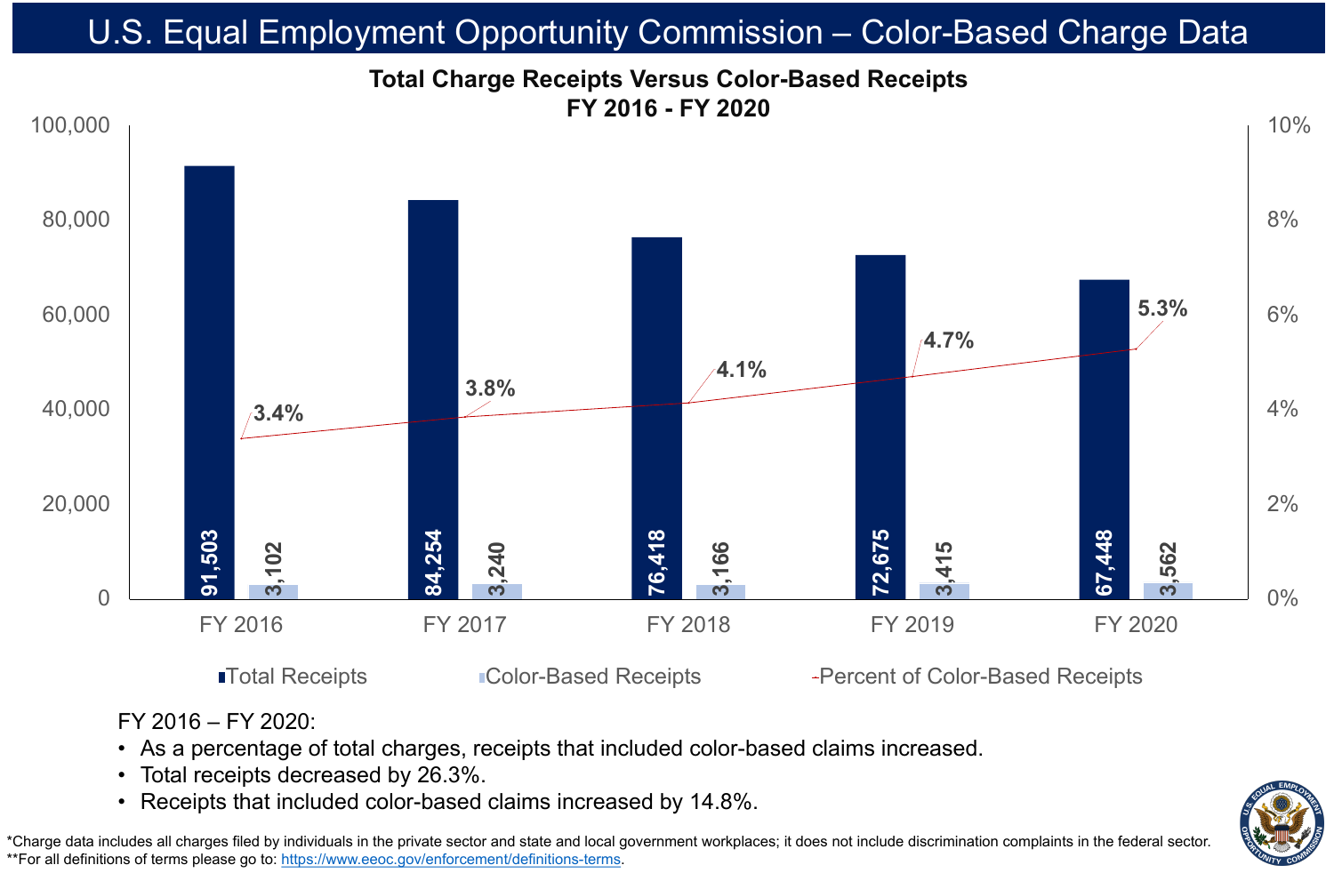# U.S. Equal Employment Opportunity Commission – Color-Based Charge Data

## Total Charge Receipts Versus Color-Based Receipts FY 2016 - FY 2020

| | FY 2016 | FY 2017 | FY 2018 | FY 2019 | FY 2020 |
|---|---|---|---|---|---|
| Total Receipts | 91,503 | 84,254 | 76,418 | 72,675 | 67,448 |
| Color-Based Receipts | 3,102 | 3,240 | 3,166 | 3,415 | 3,562 |
| Percent of Color-Based Receipts | 3.4% | 3.8% | 4.1% | 4.7% | 5.3% |

FY 2016 – FY 2020:

- As a percentage of total charges, receipts that included color-based claims increased.
- Total receipts decreased by 26.3%.
- Receipts that included color-based claims increased by 14.8%.

*Charge data includes all charges filed by individuals in the private sector and state and local government workplaces; it does not include discrimination complaints in the federal sector.
**For all definitions of terms please go to: https://www.eeoc.gov/enforcement/definitions-terms.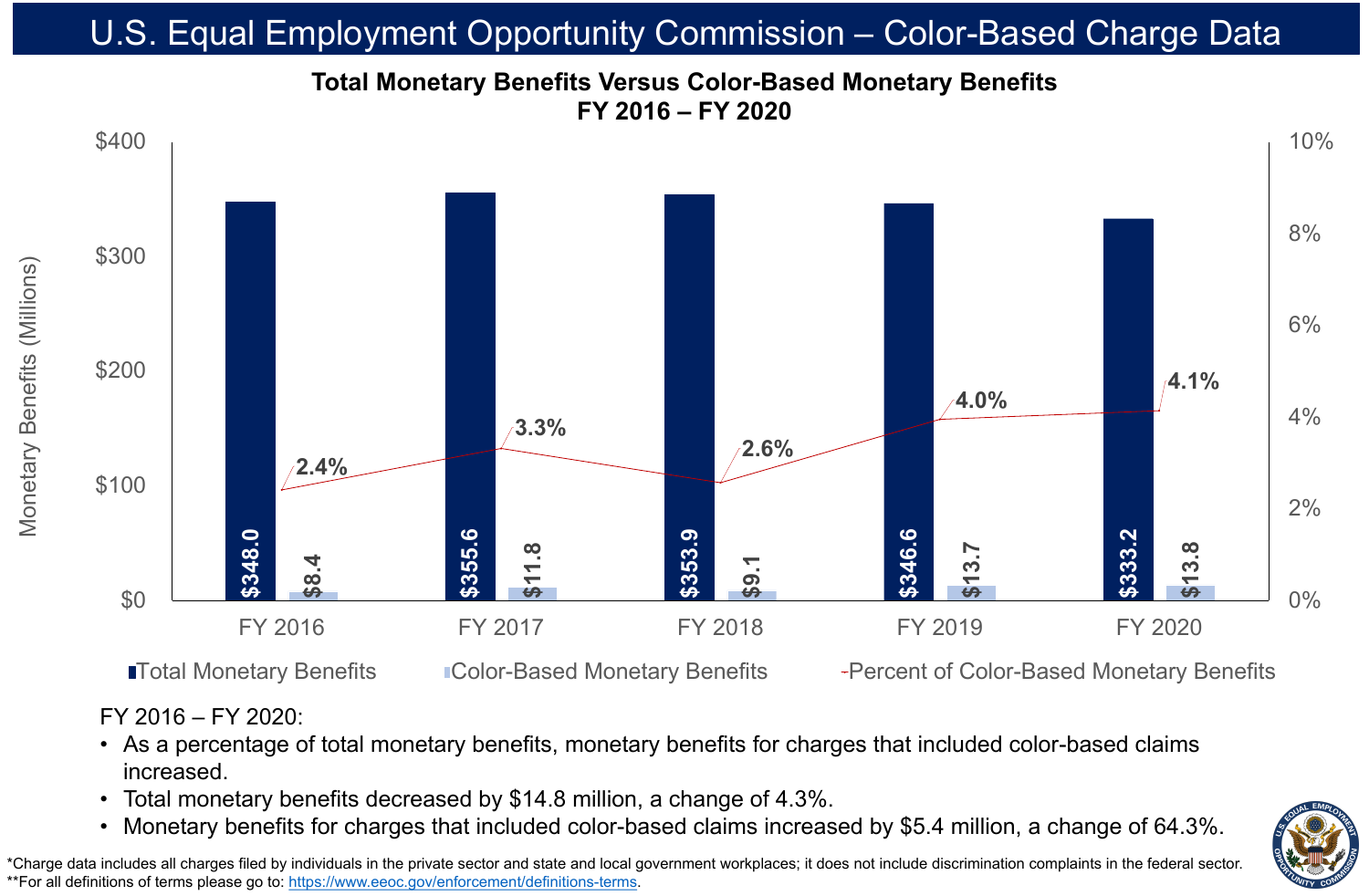# U.S. Equal Employment Opportunity Commission – Color-Based Charge Data

## Total Monetary Benefits Versus Color-Based Monetary Benefits FY 2016 – FY 2020

| Fiscal Year | Total Monetary Benefits (Millions) | Color-Based Monetary Benefits (Millions) | Percent of Color-Based Monetary Benefits |
|---|---|---|---|
| FY 2016 | $348.0 | $8.4 | 2.4% |
| FY 2017 | $355.6 | $11.8 | 3.3% |
| FY 2018 | $353.9 | $9.1 | 2.6% |
| FY 2019 | $346.6 | $13.7 | 4.0% |
| FY 2020 | $333.2 | $13.8 | 4.1% |

FY 2016 – FY 2020:

- As a percentage of total monetary benefits, monetary benefits for charges that included color-based claims increased.
- Total monetary benefits decreased by $14.8 million, a change of 4.3%.
- Monetary benefits for charges that included color-based claims increased by $5.4 million, a change of 64.3%.

*Charge data includes all charges filed by individuals in the private sector and state and local government workplaces; it does not include discrimination complaints in the federal sector.
**For all definitions of terms please go to: https://www.eeoc.gov/enforcement/definitions-terms.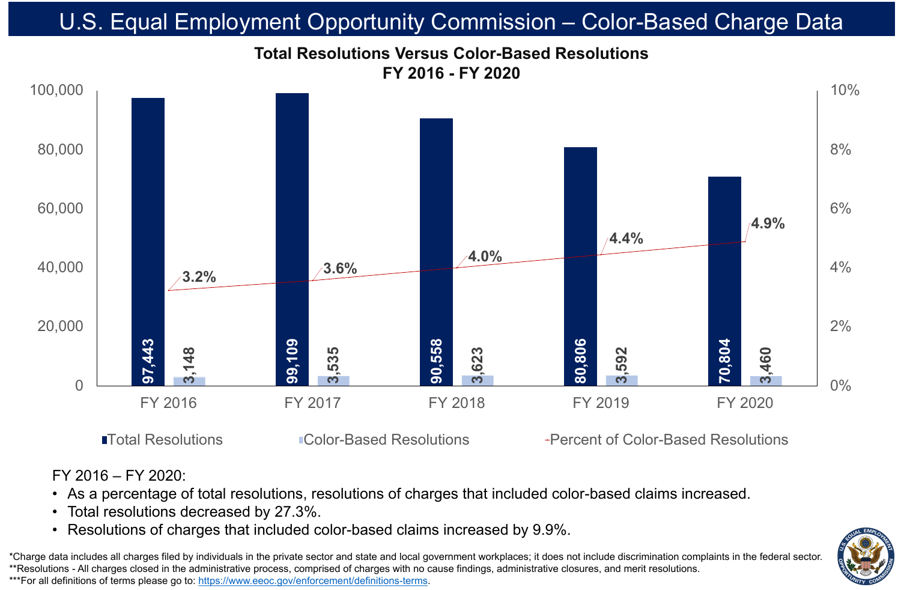# U.S. Equal Employment Opportunity Commission – Color-Based Charge Data

## Total Resolutions Versus Color-Based Resolutions
### FY 2016 - FY 2020

| | FY 2016 | FY 2017 | FY 2018 | FY 2019 | FY 2020 |
|---|---|---|---|---|---|
| Total Resolutions | 97,443 | 99,109 | 90,558 | 80,806 | 70,804 |
| Color-Based Resolutions | 3,148 | 3,535 | 3,623 | 3,592 | 3,460 |
| Percent of Color-Based Resolutions | 3.2% | 3.6% | 4.0% | 4.4% | 4.9% |

FY 2016 – FY 2020:

- As a percentage of total resolutions, resolutions of charges that included color-based claims increased.
- Total resolutions decreased by 27.3%.
- Resolutions of charges that included color-based claims increased by 9.9%.

*Charge data includes all charges filed by individuals in the private sector and state and local government workplaces; it does not include discrimination complaints in the federal sector.
**Resolutions - All charges closed in the administrative process, comprised of charges with no cause findings, administrative closures, and merit resolutions.
***For all definitions of terms please go to: https://www.eeoc.gov/enforcement/definitions-terms.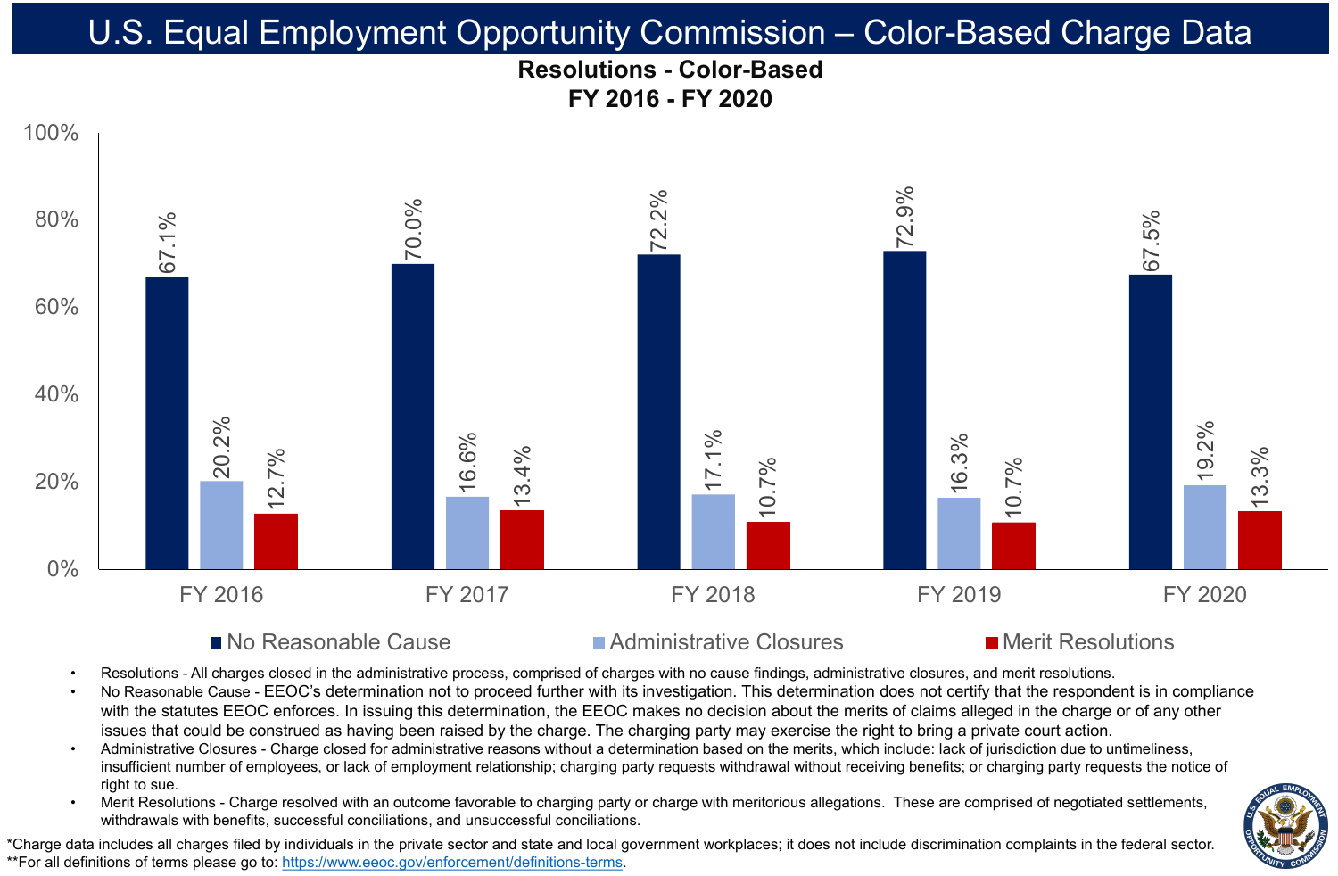# U.S. Equal Employment Opportunity Commission – Color-Based Charge Data

## Resolutions - Color-Based
## FY 2016 - FY 2020

| | FY 2016 | FY 2017 | FY 2018 | FY 2019 | FY 2020 |
|---|---|---|---|---|---|
| No Reasonable Cause | 67.1% | 70.0% | 72.2% | 72.9% | 67.5% |
| Administrative Closures | 20.2% | 16.6% | 17.1% | 16.3% | 19.2% |
| Merit Resolutions | 12.7% | 13.4% | 10.7% | 10.7% | 13.3% |

- Resolutions - All charges closed in the administrative process, comprised of charges with no cause findings, administrative closures, and merit resolutions.
- No Reasonable Cause - EEOC's determination not to proceed further with its investigation. This determination does not certify that the respondent is in compliance with the statutes EEOC enforces. In issuing this determination, the EEOC makes no decision about the merits of claims alleged in the charge or of any other issues that could be construed as having been raised by the charge. The charging party may exercise the right to bring a private court action.
- Administrative Closures - Charge closed for administrative reasons without a determination based on the merits, which include: lack of jurisdiction due to untimeliness, insufficient number of employees, or lack of employment relationship; charging party requests withdrawal without receiving benefits; or charging party requests the notice of right to sue.
- Merit Resolutions - Charge resolved with an outcome favorable to charging party or charge with meritorious allegations. These are comprised of negotiated settlements, withdrawals with benefits, successful conciliations, and unsuccessful conciliations.

*Charge data includes all charges filed by individuals in the private sector and state and local government workplaces; it does not include discrimination complaints in the federal sector.
**For all definitions of terms please go to: https://www.eeoc.gov/enforcement/definitions-terms.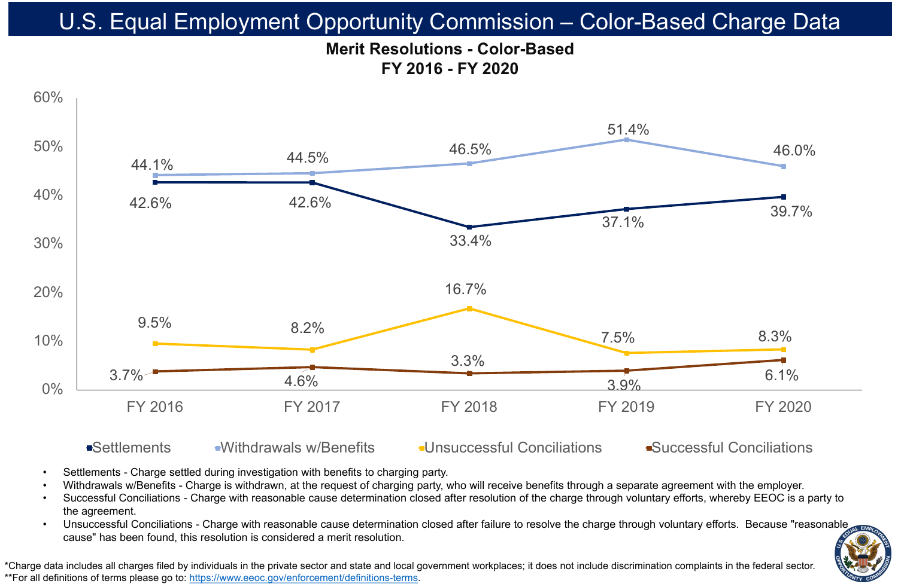# U.S. Equal Employment Opportunity Commission – Color-Based Charge Data

**Merit Resolutions - Color-Based**
**FY 2016 - FY 2020**

60%
50%
40%
30%
20%
10%
0%

FY 2016 FY 2017 FY 2018 FY 2019 FY 2020

44.1% 44.5% 46.5% 51.4% 46.0%

42.6% 42.6% 33.4% 37.1% 39.7%

9.5% 8.2% 16.7% 7.5% 8.3%

3.7% 4.6% 3.3% 3.9% 6.1%

Settlements Withdrawals w/Benefits Unsuccessful Conciliations Successful Conciliations

- Settlements - Charge settled during investigation with benefits to charging party.
- Withdrawals w/Benefits - Charge is withdrawn, at the request of charging party, who will receive benefits through a separate agreement with the employer.
- Successful Conciliations - Charge with reasonable cause determination closed after resolution of the charge through voluntary efforts, whereby EEOC is a party to the agreement.
- Unsuccessful Conciliations - Charge with reasonable cause determination closed after failure to resolve the charge through voluntary efforts. Because "reasonable cause" has been found, this resolution is considered a merit resolution.

*Charge data includes all charges filed by individuals in the private sector and state and local government workplaces; it does not include discrimination complaints in the federal sector.
**For all definitions of terms please go to: https://www.eeoc.gov/enforcement/definitions-terms.